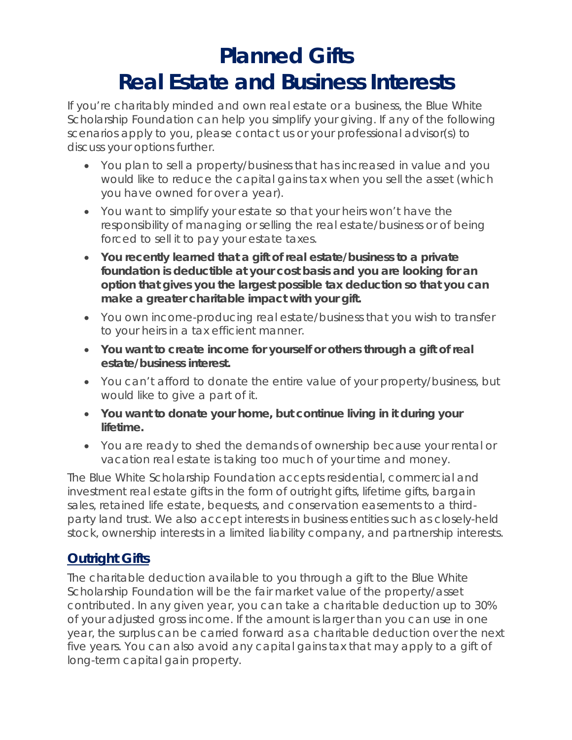# Planned Gifts
# Real Estate and Business Interests

If you're charitably minded and own real estate or a business, the Blue White Scholarship Foundation can help you simplify your giving. If any of the following scenarios apply to you, please contact us or your professional advisor(s) to discuss your options further.

- You plan to sell a property/business that has increased in value and you would like to reduce the capital gains tax when you sell the asset (which you have owned for over a year).
- You want to simplify your estate so that your heirs won't have the responsibility of managing or selling the real estate/business or of being forced to sell it to pay your estate taxes.
- **You recently learned that a gift of real estate/business to a private foundation is deductible at your cost basis and you are looking for an option that gives you the largest possible tax deduction so that you can make a greater charitable impact with your gift.**
- You own income-producing real estate/business that you wish to transfer to your heirs in a tax efficient manner.
- **You want to create income for yourself or others through a gift of real estate/business interest.**
- You can't afford to donate the entire value of your property/business, but would like to give a part of it.
- **You want to donate your home, but continue living in it during your lifetime.**
- You are ready to shed the demands of ownership because your rental or vacation real estate is taking too much of your time and money.

The Blue White Scholarship Foundation accepts residential, commercial and investment real estate gifts in the form of outright gifts, lifetime gifts, bargain sales, retained life estate, bequests, and conservation easements to a third-party land trust. We also accept interests in business entities such as closely-held stock, ownership interests in a limited liability company, and partnership interests.

## Outright Gifts

The charitable deduction available to you through a gift to the Blue White Scholarship Foundation will be the fair market value of the property/asset contributed. In any given year, you can take a charitable deduction up to 30% of your adjusted gross income. If the amount is larger than you can use in one year, the surplus can be carried forward as a charitable deduction over the next five years. You can also avoid any capital gains tax that may apply to a gift of long-term capital gain property.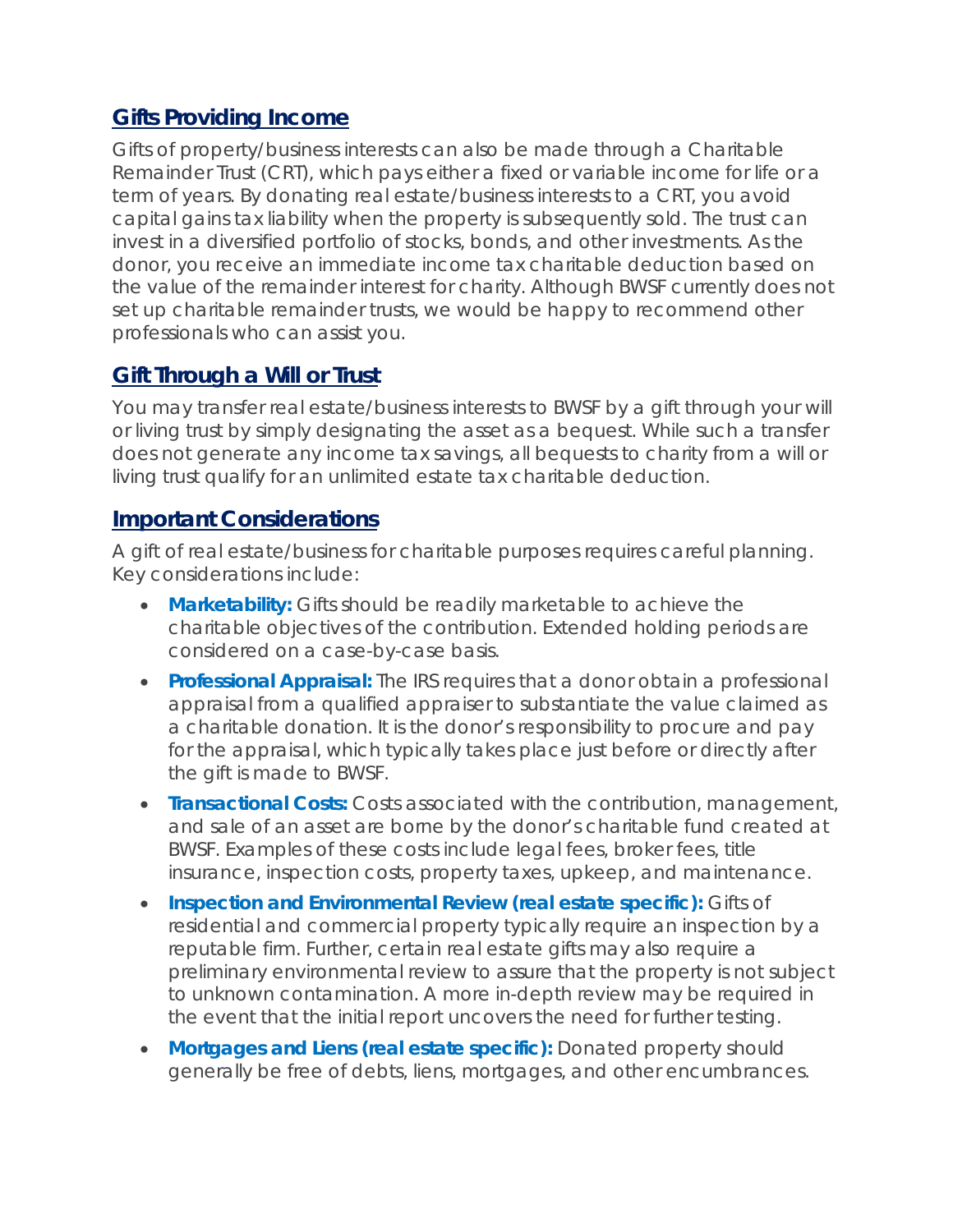## Gifts Providing Income

Gifts of property/business interests can also be made through a Charitable Remainder Trust (CRT), which pays either a fixed or variable income for life or a term of years. By donating real estate/business interests to a CRT, you avoid capital gains tax liability when the property is subsequently sold. The trust can invest in a diversified portfolio of stocks, bonds, and other investments. As the donor, you receive an immediate income tax charitable deduction based on the value of the remainder interest for charity. Although BWSF currently does not set up charitable remainder trusts, we would be happy to recommend other professionals who can assist you.

## Gift Through a Will or Trust

You may transfer real estate/business interests to BWSF by a gift through your will or living trust by simply designating the asset as a bequest. While such a transfer does not generate any income tax savings, all bequests to charity from a will or living trust qualify for an unlimited estate tax charitable deduction.

## Important Considerations

A gift of real estate/business for charitable purposes requires careful planning. Key considerations include:

- **Marketability:** Gifts should be readily marketable to achieve the charitable objectives of the contribution. Extended holding periods are considered on a case-by-case basis.
- **Professional Appraisal:** The IRS requires that a donor obtain a professional appraisal from a qualified appraiser to substantiate the value claimed as a charitable donation. It is the donor's responsibility to procure and pay for the appraisal, which typically takes place just before or directly after the gift is made to BWSF.
- **Transactional Costs:** Costs associated with the contribution, management, and sale of an asset are borne by the donor's charitable fund created at BWSF. Examples of these costs include legal fees, broker fees, title insurance, inspection costs, property taxes, upkeep, and maintenance.
- **Inspection and Environmental Review (real estate specific):** Gifts of residential and commercial property typically require an inspection by a reputable firm. Further, certain real estate gifts may also require a preliminary environmental review to assure that the property is not subject to unknown contamination. A more in-depth review may be required in the event that the initial report uncovers the need for further testing.
- **Mortgages and Liens (real estate specific):** Donated property should generally be free of debts, liens, mortgages, and other encumbrances.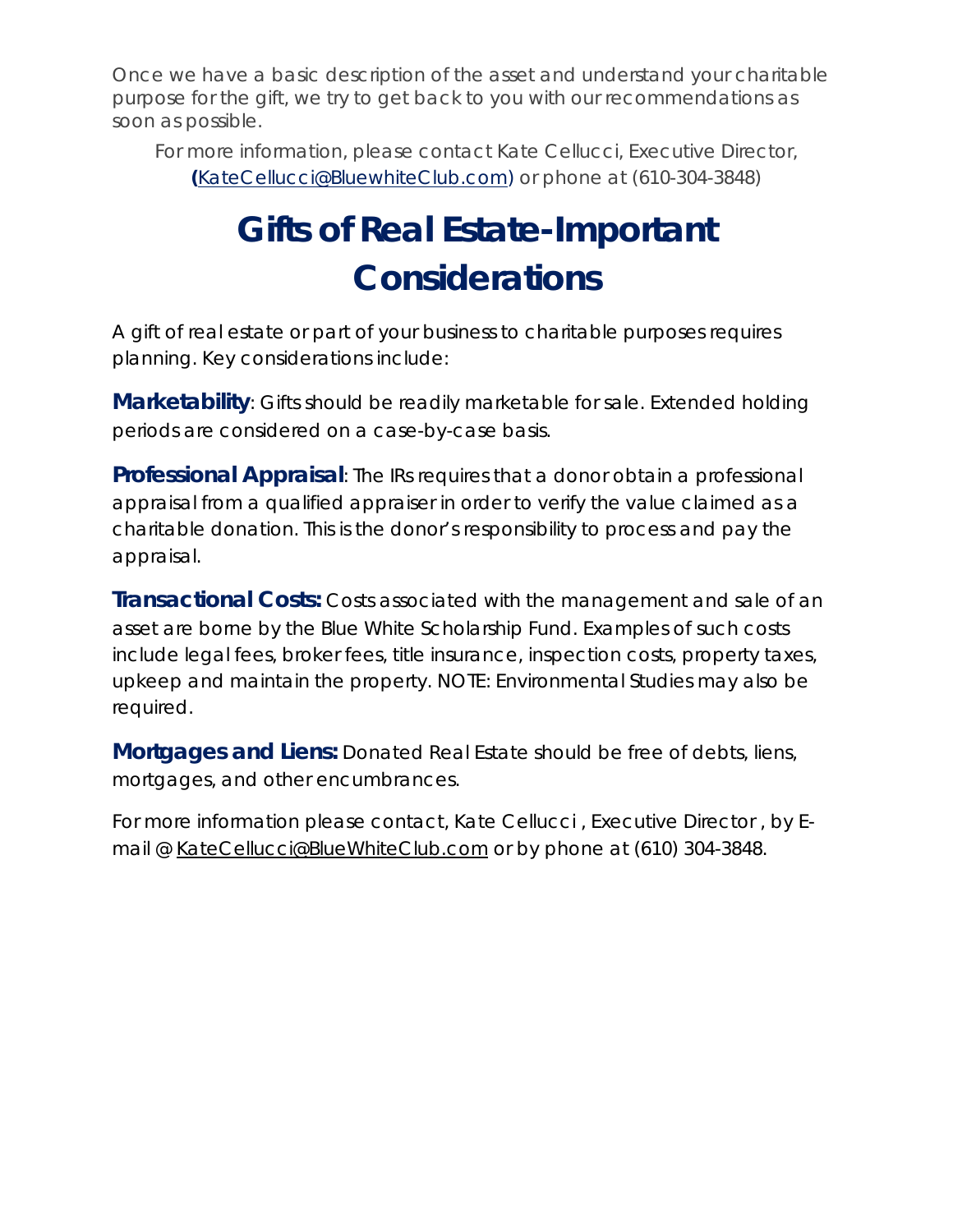Once we have a basic description of the asset and understand your charitable purpose for the gift, we try to get back to you with our recommendations as soon as possible.

For more information, please contact Kate Cellucci, Executive Director, (KateCellucci@BluewhiteClub.com) or phone at (610-304-3848)

# Gifts of Real Estate-Important Considerations

A gift of real estate or part of your business to charitable purposes requires planning. Key considerations include:

**Marketability**: Gifts should be readily marketable for sale. Extended holding periods are considered on a case-by-case basis.

**Professional Appraisal**: The IRs requires that a donor obtain a professional appraisal from a qualified appraiser in order to verify the value claimed as a charitable donation. This is the donor's responsibility to process and pay the appraisal.

**Transactional Costs:** Costs associated with the management and sale of an asset are borne by the Blue White Scholarship Fund. Examples of such costs include legal fees, broker fees, title insurance, inspection costs, property taxes, upkeep and maintain the property. NOTE: Environmental Studies may also be required.

**Mortgages and Liens:** Donated Real Estate should be free of debts, liens, mortgages, and other encumbrances.

For more information please contact, Kate Cellucci , Executive Director , by E-mail @ KateCellucci@BlueWhiteClub.com or by phone at (610) 304-3848.